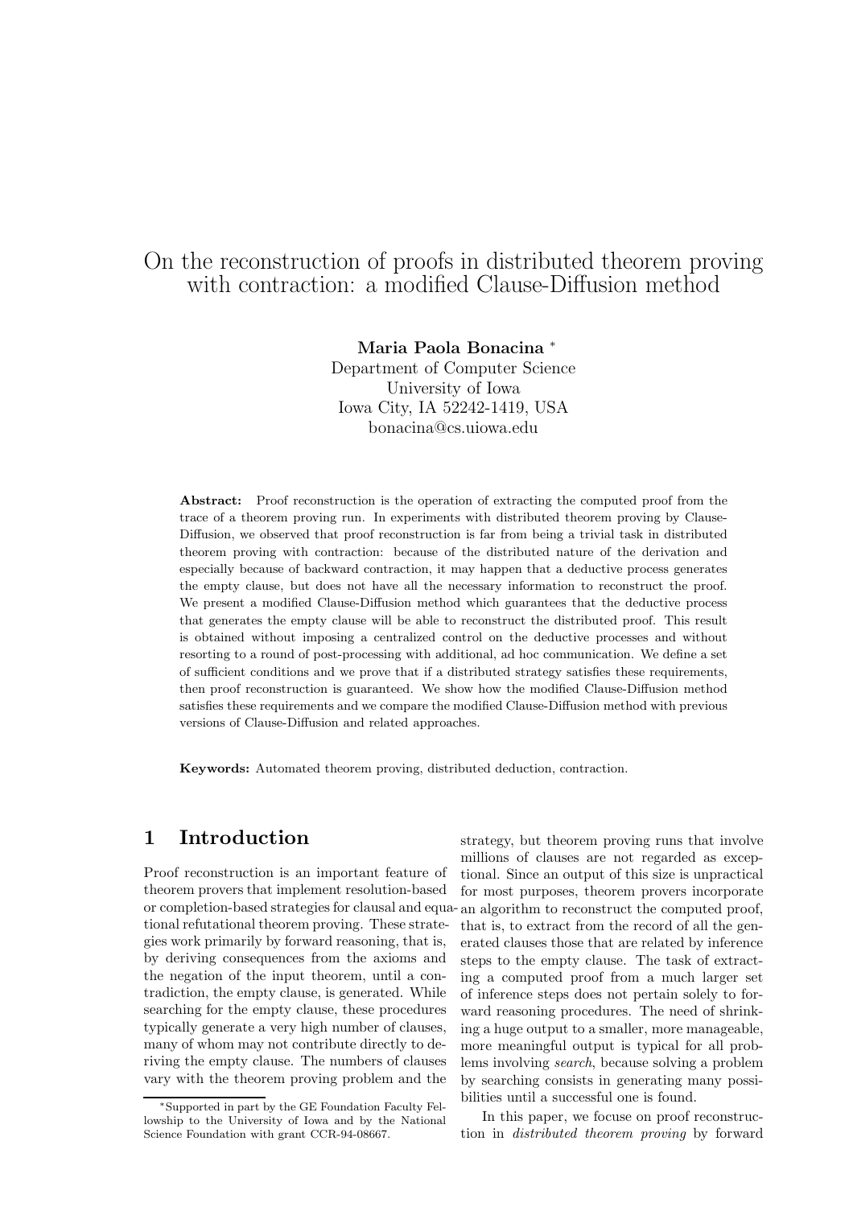# On the reconstruction of proofs in distributed theorem proving with contraction: a modified Clause-Diffusion method

**Maria Paola Bonacina** *

Department of Computer Science
University of Iowa
Iowa City, IA 52242-1419, USA
bonacina@cs.uiowa.edu

**Abstract:** Proof reconstruction is the operation of extracting the computed proof from the trace of a theorem proving run. In experiments with distributed theorem proving by Clause-Diffusion, we observed that proof reconstruction is far from being a trivial task in distributed theorem proving with contraction: because of the distributed nature of the derivation and especially because of backward contraction, it may happen that a deductive process generates the empty clause, but does not have all the necessary information to reconstruct the proof. We present a modified Clause-Diffusion method which guarantees that the deductive process that generates the empty clause will be able to reconstruct the distributed proof. This result is obtained without imposing a centralized control on the deductive processes and without resorting to a round of post-processing with additional, ad hoc communication. We define a set of sufficient conditions and we prove that if a distributed strategy satisfies these requirements, then proof reconstruction is guaranteed. We show how the modified Clause-Diffusion method satisfies these requirements and we compare the modified Clause-Diffusion method with previous versions of Clause-Diffusion and related approaches.

**Keywords:** Automated theorem proving, distributed deduction, contraction.

## 1 Introduction

Proof reconstruction is an important feature of theorem provers that implement resolution-based or completion-based strategies for clausal and equational refutational theorem proving. These strategies work primarily by forward reasoning, that is, by deriving consequences from the axioms and the negation of the input theorem, until a contradiction, the empty clause, is generated. While searching for the empty clause, these procedures typically generate a very high number of clauses, many of whom may not contribute directly to deriving the empty clause. The numbers of clauses vary with the theorem proving problem and the strategy, but theorem proving runs that involve millions of clauses are not regarded as exceptional. Since an output of this size is unpractical for most purposes, theorem provers incorporate an algorithm to reconstruct the computed proof, that is, to extract from the record of all the generated clauses those that are related by inference steps to the empty clause. The task of extracting a computed proof from a much larger set of inference steps does not pertain solely to forward reasoning procedures. The need of shrinking a huge output to a smaller, more manageable, more meaningful output is typical for all problems involving *search*, because solving a problem by searching consists in generating many possibilities until a successful one is found.

In this paper, we focus on proof reconstruction in *distributed theorem proving* by forward

*Supported in part by the GE Foundation Faculty Fellowship to the University of Iowa and by the National Science Foundation with grant CCR-94-08667.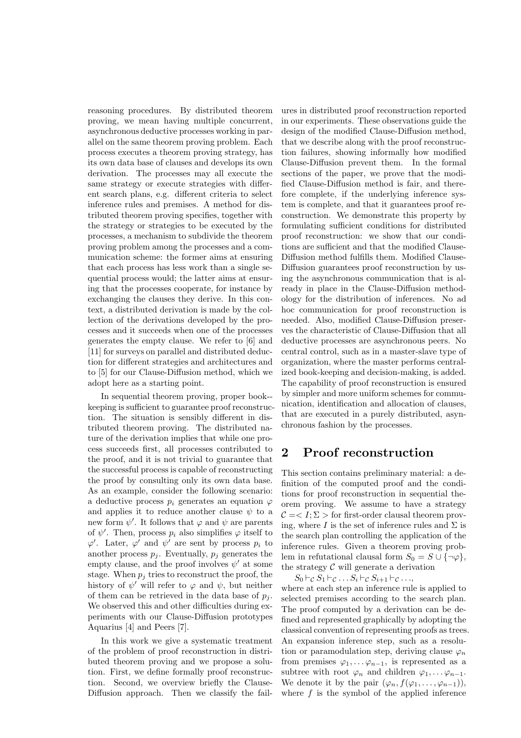reasoning procedures. By distributed theorem proving, we mean having multiple concurrent, asynchronous deductive processes working in parallel on the same theorem proving problem. Each process executes a theorem proving strategy, has its own data base of clauses and develops its own derivation. The processes may all execute the same strategy or execute strategies with different search plans, e.g. different criteria to select inference rules and premises. A method for distributed theorem proving specifies, together with the strategy or strategies to be executed by the processes, a mechanism to subdivide the theorem proving problem among the processes and a communication scheme: the former aims at ensuring that each process has less work than a single sequential process would; the latter aims at ensuring that the processes cooperate, for instance by exchanging the clauses they derive. In this context, a distributed derivation is made by the collection of the derivations developed by the processes and it succeeds when one of the processes generates the empty clause. We refer to [6] and [11] for surveys on parallel and distributed deduction for different strategies and architectures and to [5] for our Clause-Diffusion method, which we adopt here as a starting point.

In sequential theorem proving, proper book-keeping is sufficient to guarantee proof reconstruction. The situation is sensibly different in distributed theorem proving. The distributed nature of the derivation implies that while one process succeeds first, all processes contributed to the proof, and it is not trivial to guarantee that the successful process is capable of reconstructing the proof by consulting only its own data base. As an example, consider the following scenario: a deductive process $p_i$ generates an equation $\varphi$ and applies it to reduce another clause $\psi$ to a new form $\psi'$. It follows that $\varphi$ and $\psi$ are parents of $\psi'$. Then, process $p_i$ also simplifies $\varphi$ itself to $\varphi'$. Later, $\varphi'$ and $\psi'$ are sent by process $p_i$ to another process $p_j$. Eventually, $p_j$ generates the empty clause, and the proof involves $\psi'$ at some stage. When $p_j$ tries to reconstruct the proof, the history of $\psi'$ will refer to $\varphi$ and $\psi$, but neither of them can be retrieved in the data base of $p_j$. We observed this and other difficulties during experiments with our Clause-Diffusion prototypes Aquarius [4] and Peers [7].

In this work we give a systematic treatment of the problem of proof reconstruction in distributed theorem proving and we propose a solution. First, we define formally proof reconstruction. Second, we overview briefly the Clause-Diffusion approach. Then we classify the failures in distributed proof reconstruction reported in our experiments. These observations guide the design of the modified Clause-Diffusion method, that we describe along with the proof reconstruction failures, showing informally how modified Clause-Diffusion prevent them. In the formal sections of the paper, we prove that the modified Clause-Diffusion method is fair, and therefore complete, if the underlying inference system is complete, and that it guarantees proof reconstruction. We demonstrate this property by formulating sufficient conditions for distributed proof reconstruction: we show that our conditions are sufficient and that the modified Clause-Diffusion method fulfills them. Modified Clause-Diffusion guarantees proof reconstruction by using the asynchronous communication that is already in place in the Clause-Diffusion methodology for the distribution of inferences. No ad hoc communication for proof reconstruction is needed. Also, modified Clause-Diffusion preserves the characteristic of Clause-Diffusion that all deductive processes are asynchronous peers. No central control, such as in a master-slave type of organization, where the master performs centralized book-keeping and decision-making, is added. The capability of proof reconstruction is ensured by simpler and more uniform schemes for communication, identification and allocation of clauses, that are executed in a purely distributed, asynchronous fashion by the processes.

## 2 Proof reconstruction

This section contains preliminary material: a definition of the computed proof and the conditions for proof reconstruction in sequential theorem proving. We assume to have a strategy $\mathcal{C} = < I; \Sigma >$ for first-order clausal theorem proving, where $I$ is the set of inference rules and $\Sigma$ is the search plan controlling the application of the inference rules. Given a theorem proving problem in refutational clausal form $S_0 = S \cup \{\neg\varphi\}$, the strategy $\mathcal{C}$ will generate a derivation

$$S_0 \vdash_{\mathcal{C}} S_1 \vdash_{\mathcal{C}} \ldots S_i \vdash_{\mathcal{C}} S_{i+1} \vdash_{\mathcal{C}} \ldots,$$

where at each step an inference rule is applied to selected premises according to the search plan. The proof computed by a derivation can be defined and represented graphically by adopting the classical convention of representing proofs as trees. An expansion inference step, such as a resolution or paramodulation step, deriving clause $\varphi_n$ from premises $\varphi_1, \ldots \varphi_{n-1}$, is represented as a subtree with root $\varphi_n$ and children $\varphi_1, \ldots \varphi_{n-1}$. We denote it by the pair $(\varphi_n, f(\varphi_1, \ldots, \varphi_{n-1}))$, where $f$ is the symbol of the applied inference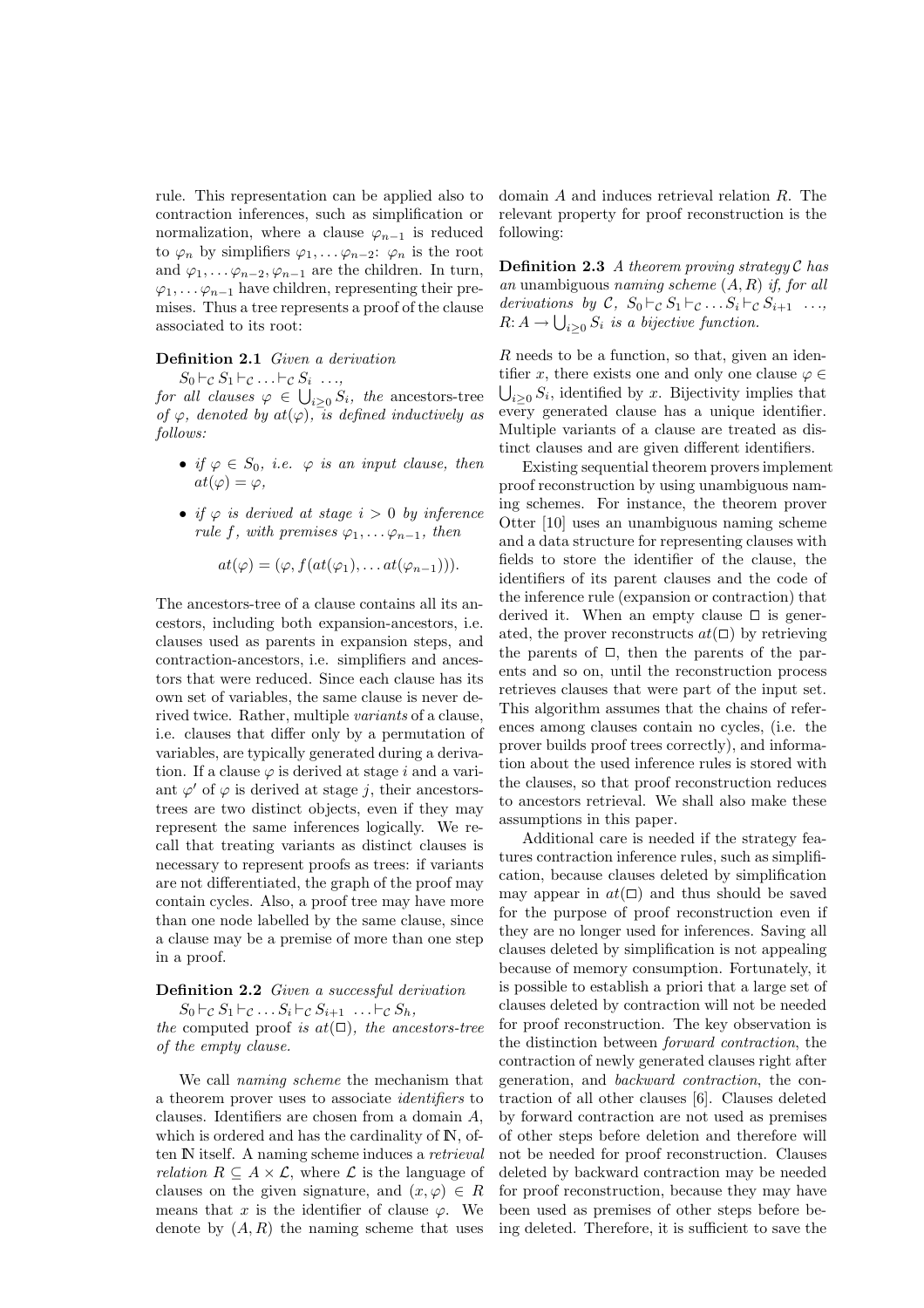rule. This representation can be applied also to contraction inferences, such as simplification or normalization, where a clause $\varphi_{n-1}$ is reduced to $\varphi_n$ by simplifiers $\varphi_1, \ldots \varphi_{n-2}$: $\varphi_n$ is the root and $\varphi_1, \ldots \varphi_{n-2}, \varphi_{n-1}$ are the children. In turn, $\varphi_1, \ldots \varphi_{n-1}$ have children, representing their premises. Thus a tree represents a proof of the clause associated to its root:

**Definition 2.1** *Given a derivation* $S_0 \vdash_{\mathcal{C}} S_1 \vdash_{\mathcal{C}} \ldots \vdash_{\mathcal{C}} S_i \ \ldots$, *for all clauses* $\varphi \in \bigcup_{i\geq 0} S_i$, *the* ancestors-tree *of* $\varphi$, *denoted by* $at(\varphi)$, *is defined inductively as follows:*

- *if* $\varphi \in S_0$, *i.e.* $\varphi$ *is an input clause, then* $at(\varphi) = \varphi$,
- *if* $\varphi$ *is derived at stage* $i > 0$ *by inference rule* $f$, *with premises* $\varphi_1, \ldots \varphi_{n-1}$, *then*

$$at(\varphi) = (\varphi, f(at(\varphi_1), \ldots at(\varphi_{n-1}))).$$

The ancestors-tree of a clause contains all its ancestors, including both expansion-ancestors, i.e. clauses used as parents in expansion steps, and contraction-ancestors, i.e. simplifiers and ancestors that were reduced. Since each clause has its own set of variables, the same clause is never derived twice. Rather, multiple *variants* of a clause, i.e. clauses that differ only by a permutation of variables, are typically generated during a derivation. If a clause $\varphi$ is derived at stage $i$ and a variant $\varphi'$ of $\varphi$ is derived at stage $j$, their ancestors-trees are two distinct objects, even if they may represent the same inferences logically. We recall that treating variants as distinct clauses is necessary to represent proofs as trees: if variants are not differentiated, the graph of the proof may contain cycles. Also, a proof tree may have more than one node labelled by the same clause, since a clause may be a premise of more than one step in a proof.

**Definition 2.2** *Given a successful derivation* $S_0 \vdash_{\mathcal{C}} S_1 \vdash_{\mathcal{C}} \ldots S_i \vdash_{\mathcal{C}} S_{i+1} \ \ldots \vdash_{\mathcal{C}} S_h$, *the* computed proof *is* $at(\Box)$, *the ancestors-tree of the empty clause.*

We call *naming scheme* the mechanism that a theorem prover uses to associate *identifiers* to clauses. Identifiers are chosen from a domain $A$, which is ordered and has the cardinality of $\mathbb{N}$, often $\mathbb{N}$ itself. A naming scheme induces a *retrieval relation* $R \subseteq A \times \mathcal{L}$, where $\mathcal{L}$ is the language of clauses on the given signature, and $(x, \varphi) \in R$ means that $x$ is the identifier of clause $\varphi$. We denote by $(A, R)$ the naming scheme that uses domain $A$ and induces retrieval relation $R$. The relevant property for proof reconstruction is the following:

**Definition 2.3** *A theorem proving strategy* $\mathcal{C}$ *has an* unambiguous *naming scheme* $(A, R)$ *if, for all derivations by* $\mathcal{C}$, $S_0 \vdash_{\mathcal{C}} S_1 \vdash_{\mathcal{C}} \ldots S_i \vdash_{\mathcal{C}} S_{i+1} \ \ldots$, $R\colon A \rightarrow \bigcup_{i\geq 0} S_i$ *is a bijective function.*

$R$ needs to be a function, so that, given an identifier $x$, there exists one and only one clause $\varphi \in \bigcup_{i\geq 0} S_i$, identified by $x$. Bijectivity implies that every generated clause has a unique identifier. Multiple variants of a clause are treated as distinct clauses and are given different identifiers.

Existing sequential theorem provers implement proof reconstruction by using unambiguous naming schemes. For instance, the theorem prover Otter [10] uses an unambiguous naming scheme and a data structure for representing clauses with fields to store the identifier of the clause, the identifiers of its parent clauses and the code of the inference rule (expansion or contraction) that derived it. When an empty clause $\Box$ is generated, the prover reconstructs $at(\Box)$ by retrieving the parents of $\Box$, then the parents of the parents and so on, until the reconstruction process retrieves clauses that were part of the input set. This algorithm assumes that the chains of references among clauses contain no cycles, (i.e. the prover builds proof trees correctly), and information about the used inference rules is stored with the clauses, so that proof reconstruction reduces to ancestors retrieval. We shall also make these assumptions in this paper.

Additional care is needed if the strategy features contraction inference rules, such as simplification, because clauses deleted by simplification may appear in $at(\Box)$ and thus should be saved for the purpose of proof reconstruction even if they are no longer used for inferences. Saving all clauses deleted by simplification is not appealing because of memory consumption. Fortunately, it is possible to establish a priori that a large set of clauses deleted by contraction will not be needed for proof reconstruction. The key observation is the distinction between *forward contraction*, the contraction of newly generated clauses right after generation, and *backward contraction*, the contraction of all other clauses [6]. Clauses deleted by forward contraction are not used as premises of other steps before deletion and therefore will not be needed for proof reconstruction. Clauses deleted by backward contraction may be needed for proof reconstruction, because they may have been used as premises of other steps before being deleted. Therefore, it is sufficient to save the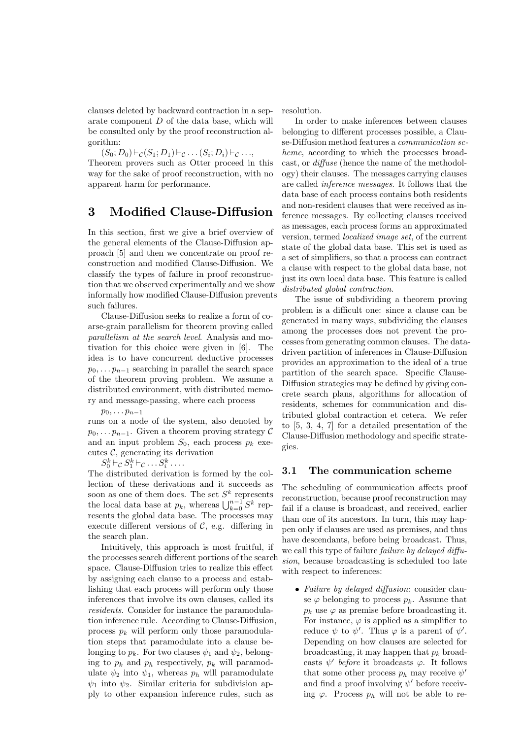clauses deleted by backward contraction in a separate component $D$ of the data base, which will be consulted only by the proof reconstruction algorithm:

$(S_0; D_0) \vdash_{\mathcal{C}} (S_1; D_1) \vdash_{\mathcal{C}} \ldots (S_i; D_i) \vdash_{\mathcal{C}} \ldots,$

Theorem provers such as Otter proceed in this way for the sake of proof reconstruction, with no apparent harm for performance.

## 3 Modified Clause-Diffusion

In this section, first we give a brief overview of the general elements of the Clause-Diffusion approach [5] and then we concentrate on proof reconstruction and modified Clause-Diffusion. We classify the types of failure in proof reconstruction that we observed experimentally and we show informally how modified Clause-Diffusion prevents such failures.

Clause-Diffusion seeks to realize a form of coarse-grain parallelism for theorem proving called *parallelism at the search level*. Analysis and motivation for this choice were given in [6]. The idea is to have concurrent deductive processes $p_0, \ldots p_{n-1}$ searching in parallel the search space of the theorem proving problem. We assume a distributed environment, with distributed memory and message-passing, where each process

$p_0, \ldots p_{n-1}$

runs on a node of the system, also denoted by $p_0, \ldots p_{n-1}$. Given a theorem proving strategy $\mathcal{C}$ and an input problem $S_0$, each process $p_k$ executes $\mathcal{C}$, generating its derivation

$S_0^k \vdash_{\mathcal{C}} S_1^k \vdash_{\mathcal{C}} \ldots S_i^k \ldots.$

The distributed derivation is formed by the collection of these derivations and it succeeds as soon as one of them does. The set $S^k$ represents the local data base at $p_k$, whereas $\bigcup_{k=0}^{n-1} S^k$ represents the global data base. The processes may execute different versions of $\mathcal{C}$, e.g. differing in the search plan.

Intuitively, this approach is most fruitful, if the processes search different portions of the search space. Clause-Diffusion tries to realize this effect by assigning each clause to a process and establishing that each process will perform only those inferences that involve its own clauses, called its *residents*. Consider for instance the paramodulation inference rule. According to Clause-Diffusion, process $p_k$ will perform only those paramodulation steps that paramodulate into a clause belonging to $p_k$. For two clauses $\psi_1$ and $\psi_2$, belonging to $p_k$ and $p_h$ respectively, $p_k$ will paramodulate $\psi_2$ into $\psi_1$, whereas $p_h$ will paramodulate $\psi_1$ into $\psi_2$. Similar criteria for subdivision apply to other expansion inference rules, such as resolution.

In order to make inferences between clauses belonging to different processes possible, a Clause-Diffusion method features a *communication scheme*, according to which the processes broadcast, or *diffuse* (hence the name of the methodology) their clauses. The messages carrying clauses are called *inference messages*. It follows that the data base of each process contains both residents and non-resident clauses that were received as inference messages. By collecting clauses received as messages, each process forms an approximated version, termed *localized image set*, of the current state of the global data base. This set is used as a set of simplifiers, so that a process can contract a clause with respect to the global data base, not just its own local data base. This feature is called *distributed global contraction*.

The issue of subdividing a theorem proving problem is a difficult one: since a clause can be generated in many ways, subdividing the clauses among the processes does not prevent the processes from generating common clauses. The data-driven partition of inferences in Clause-Diffusion provides an approximation to the ideal of a true partition of the search space. Specific Clause-Diffusion strategies may be defined by giving concrete search plans, algorithms for allocation of residents, schemes for communication and distributed global contraction et cetera. We refer to [5, 3, 4, 7] for a detailed presentation of the Clause-Diffusion methodology and specific strategies.

### 3.1 The communication scheme

The scheduling of communication affects proof reconstruction, because proof reconstruction may fail if a clause is broadcast, and received, earlier than one of its ancestors. In turn, this may happen only if clauses are used as premises, and thus have descendants, before being broadcast. Thus, we call this type of failure *failure by delayed diffusion*, because broadcasting is scheduled too late with respect to inferences:

- *Failure by delayed diffusion*: consider clause $\varphi$ belonging to process $p_k$. Assume that $p_k$ use $\varphi$ as premise before broadcasting it. For instance, $\varphi$ is applied as a simplifier to reduce $\psi$ to $\psi'$. Thus $\varphi$ is a parent of $\psi'$. Depending on how clauses are selected for broadcasting, it may happen that $p_k$ broadcasts $\psi'$ *before* it broadcasts $\varphi$. It follows that some other process $p_h$ may receive $\psi'$ and find a proof involving $\psi'$ before receiving $\varphi$. Process $p_h$ will not be able to re-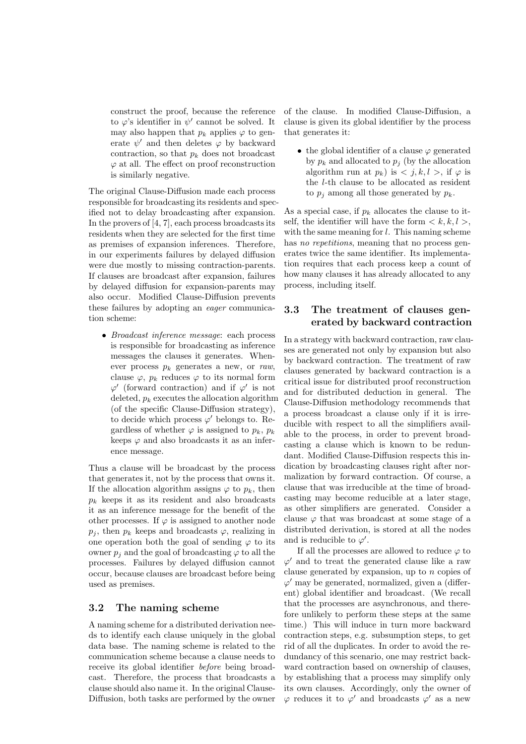construct the proof, because the reference to $\varphi$'s identifier in $\psi'$ cannot be solved. It may also happen that $p_k$ applies $\varphi$ to generate $\psi'$ and then deletes $\varphi$ by backward contraction, so that $p_k$ does not broadcast $\varphi$ at all. The effect on proof reconstruction is similarly negative.

The original Clause-Diffusion made each process responsible for broadcasting its residents and specified not to delay broadcasting after expansion. In the provers of [4, 7], each process broadcasts its residents when they are selected for the first time as premises of expansion inferences. Therefore, in our experiments failures by delayed diffusion were due mostly to missing contraction-parents. If clauses are broadcast after expansion, failures by delayed diffusion for expansion-parents may also occur. Modified Clause-Diffusion prevents these failures by adopting an *eager* communication scheme:

- *Broadcast inference message*: each process is responsible for broadcasting as inference messages the clauses it generates. Whenever process $p_k$ generates a new, or *raw*, clause $\varphi$, $p_k$ reduces $\varphi$ to its normal form $\varphi'$ (forward contraction) and if $\varphi'$ is not deleted, $p_k$ executes the allocation algorithm (of the specific Clause-Diffusion strategy), to decide which process $\varphi'$ belongs to. Regardless of whether $\varphi$ is assigned to $p_k$, $p_k$ keeps $\varphi$ and also broadcasts it as an inference message.

Thus a clause will be broadcast by the process that generates it, not by the process that owns it. If the allocation algorithm assigns $\varphi$ to $p_k$, then $p_k$ keeps it as its resident and also broadcasts it as an inference message for the benefit of the other processes. If $\varphi$ is assigned to another node $p_j$, then $p_k$ keeps and broadcasts $\varphi$, realizing in one operation both the goal of sending $\varphi$ to its owner $p_j$ and the goal of broadcasting $\varphi$ to all the processes. Failures by delayed diffusion cannot occur, because clauses are broadcast before being used as premises.

### 3.2 The naming scheme

A naming scheme for a distributed derivation needs to identify each clause uniquely in the global data base. The naming scheme is related to the communication scheme because a clause needs to receive its global identifier *before* being broadcast. Therefore, the process that broadcasts a clause should also name it. In the original Clause-Diffusion, both tasks are performed by the owner of the clause. In modified Clause-Diffusion, a clause is given its global identifier by the process that generates it:

- the global identifier of a clause $\varphi$ generated by $p_k$ and allocated to $p_j$ (by the allocation algorithm run at $p_k$) is $< j, k, l >$, if $\varphi$ is the $l$-th clause to be allocated as resident to $p_j$ among all those generated by $p_k$.

As a special case, if $p_k$ allocates the clause to itself, the identifier will have the form $< k, k, l >$, with the same meaning for $l$. This naming scheme has *no repetitions*, meaning that no process generates twice the same identifier. Its implementation requires that each process keep a count of how many clauses it has already allocated to any process, including itself.

### 3.3 The treatment of clauses generated by backward contraction

In a strategy with backward contraction, raw clauses are generated not only by expansion but also by backward contraction. The treatment of raw clauses generated by backward contraction is a critical issue for distributed proof reconstruction and for distributed deduction in general. The Clause-Diffusion methodology recommends that a process broadcast a clause only if it is irreducible with respect to all the simplifiers available to the process, in order to prevent broadcasting a clause which is known to be redundant. Modified Clause-Diffusion respects this indication by broadcasting clauses right after normalization by forward contraction. Of course, a clause that was irreducible at the time of broadcasting may become reducible at a later stage, as other simplifiers are generated. Consider a clause $\varphi$ that was broadcast at some stage of a distributed derivation, is stored at all the nodes and is reducible to $\varphi'$.

If all the processes are allowed to reduce $\varphi$ to $\varphi'$ and to treat the generated clause like a raw clause generated by expansion, up to $n$ copies of $\varphi'$ may be generated, normalized, given a (different) global identifier and broadcast. (We recall that the processes are asynchronous, and therefore unlikely to perform these steps at the same time.) This will induce in turn more backward contraction steps, e.g. subsumption steps, to get rid of all the duplicates. In order to avoid the redundancy of this scenario, one may restrict backward contraction based on ownership of clauses, by establishing that a process may simplify only its own clauses. Accordingly, only the owner of $\varphi$ reduces it to $\varphi'$ and broadcasts $\varphi'$ as a new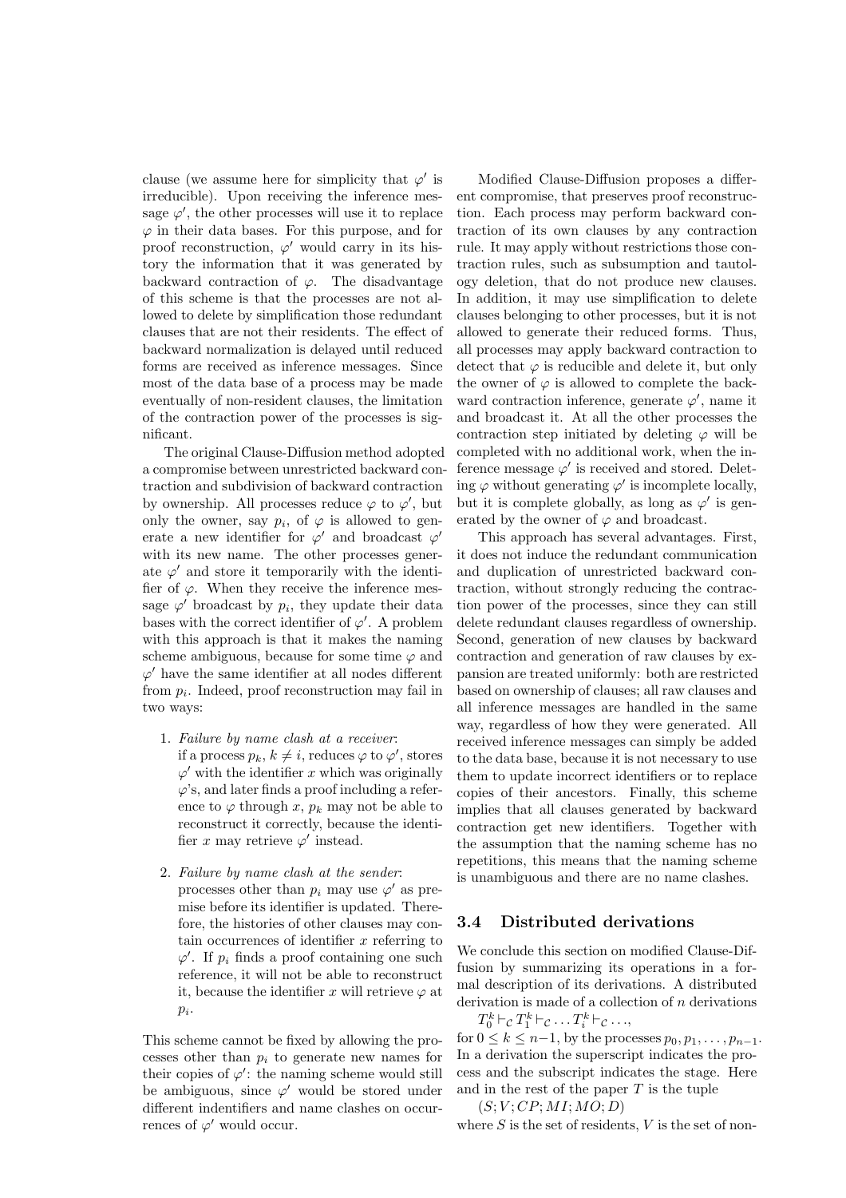clause (we assume here for simplicity that $\varphi'$ is irreducible). Upon receiving the inference message $\varphi'$, the other processes will use it to replace $\varphi$ in their data bases. For this purpose, and for proof reconstruction, $\varphi'$ would carry in its history the information that it was generated by backward contraction of $\varphi$. The disadvantage of this scheme is that the processes are not allowed to delete by simplification those redundant clauses that are not their residents. The effect of backward normalization is delayed until reduced forms are received as inference messages. Since most of the data base of a process may be made eventually of non-resident clauses, the limitation of the contraction power of the processes is significant.

The original Clause-Diffusion method adopted a compromise between unrestricted backward contraction and subdivision of backward contraction by ownership. All processes reduce $\varphi$ to $\varphi'$, but only the owner, say $p_i$, of $\varphi$ is allowed to generate a new identifier for $\varphi'$ and broadcast $\varphi'$ with its new name. The other processes generate $\varphi'$ and store it temporarily with the identifier of $\varphi$. When they receive the inference message $\varphi'$ broadcast by $p_i$, they update their data bases with the correct identifier of $\varphi'$. A problem with this approach is that it makes the naming scheme ambiguous, because for some time $\varphi$ and $\varphi'$ have the same identifier at all nodes different from $p_i$. Indeed, proof reconstruction may fail in two ways:

1. *Failure by name clash at a receiver*: if a process $p_k$, $k \neq i$, reduces $\varphi$ to $\varphi'$, stores $\varphi'$ with the identifier $x$ which was originally $\varphi$'s, and later finds a proof including a reference to $\varphi$ through $x$, $p_k$ may not be able to reconstruct it correctly, because the identifier $x$ may retrieve $\varphi'$ instead.

2. *Failure by name clash at the sender*: processes other than $p_i$ may use $\varphi'$ as premise before its identifier is updated. Therefore, the histories of other clauses may contain occurrences of identifier $x$ referring to $\varphi'$. If $p_i$ finds a proof containing one such reference, it will not be able to reconstruct it, because the identifier $x$ will retrieve $\varphi$ at $p_i$.

This scheme cannot be fixed by allowing the processes other than $p_i$ to generate new names for their copies of $\varphi'$: the naming scheme would still be ambiguous, since $\varphi'$ would be stored under different indentifiers and name clashes on occurrences of $\varphi'$ would occur.

Modified Clause-Diffusion proposes a different compromise, that preserves proof reconstruction. Each process may perform backward contraction of its own clauses by any contraction rule. It may apply without restrictions those contraction rules, such as subsumption and tautology deletion, that do not produce new clauses. In addition, it may use simplification to delete clauses belonging to other processes, but it is not allowed to generate their reduced forms. Thus, all processes may apply backward contraction to detect that $\varphi$ is reducible and delete it, but only the owner of $\varphi$ is allowed to complete the backward contraction inference, generate $\varphi'$, name it and broadcast it. At all the other processes the contraction step initiated by deleting $\varphi$ will be completed with no additional work, when the inference message $\varphi'$ is received and stored. Deleting $\varphi$ without generating $\varphi'$ is incomplete locally, but it is complete globally, as long as $\varphi'$ is generated by the owner of $\varphi$ and broadcast.

This approach has several advantages. First, it does not induce the redundant communication and duplication of unrestricted backward contraction, without strongly reducing the contraction power of the processes, since they can still delete redundant clauses regardless of ownership. Second, generation of new clauses by backward contraction and generation of raw clauses by expansion are treated uniformly: both are restricted based on ownership of clauses; all raw clauses and all inference messages are handled in the same way, regardless of how they were generated. All received inference messages can simply be added to the data base, because it is not necessary to use them to update incorrect identifiers or to replace copies of their ancestors. Finally, this scheme implies that all clauses generated by backward contraction get new identifiers. Together with the assumption that the naming scheme has no repetitions, this means that the naming scheme is unambiguous and there are no name clashes.

### 3.4 Distributed derivations

We conclude this section on modified Clause-Diffusion by summarizing its operations in a formal description of its derivations. A distributed derivation is made of a collection of $n$ derivations

$T_0^k \vdash_{\mathcal{C}} T_1^k \vdash_{\mathcal{C}} \dots T_i^k \vdash_{\mathcal{C}} \dots,$

for $0 \leq k \leq n-1$, by the processes $p_0, p_1, \dots, p_{n-1}$. In a derivation the superscript indicates the process and the subscript indicates the stage. Here and in the rest of the paper $T$ is the tuple

$(S; V; CP; MI; MO; D)$

where $S$ is the set of residents, $V$ is the set of non-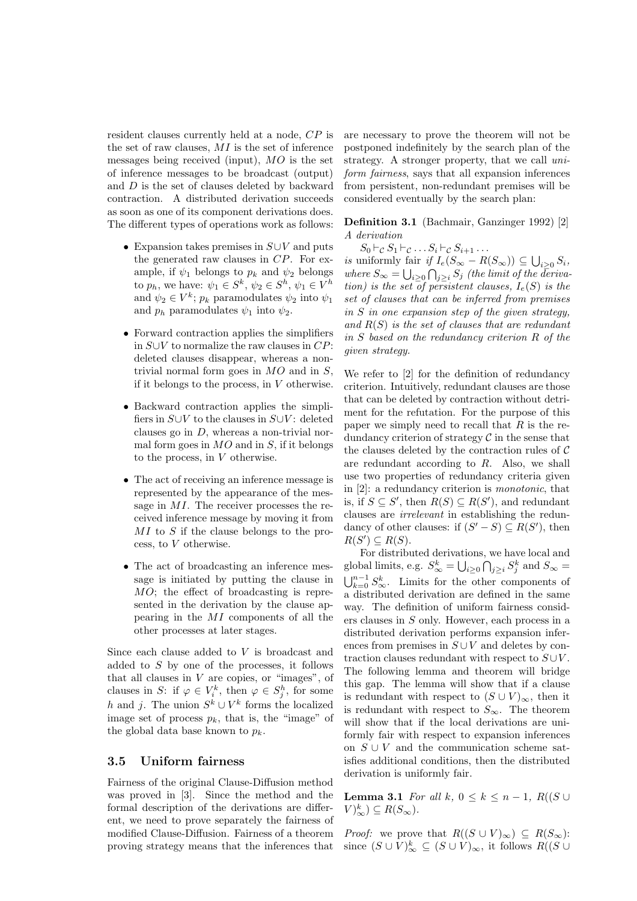resident clauses currently held at a node, $CP$ is the set of raw clauses, $MI$ is the set of inference messages being received (input), $MO$ is the set of inference messages to be broadcast (output) and $D$ is the set of clauses deleted by backward contraction. A distributed derivation succeeds as soon as one of its component derivations does. The different types of operations work as follows:

- Expansion takes premises in $S \cup V$ and puts the generated raw clauses in $CP$. For example, if $\psi_1$ belongs to $p_k$ and $\psi_2$ belongs to $p_h$, we have: $\psi_1 \in S^k$, $\psi_2 \in S^h$, $\psi_1 \in V^h$ and $\psi_2 \in V^k$; $p_k$ paramodulates $\psi_2$ into $\psi_1$ and $p_h$ paramodulates $\psi_1$ into $\psi_2$.
- Forward contraction applies the simplifiers in $S \cup V$ to normalize the raw clauses in $CP$: deleted clauses disappear, whereas a non-trivial normal form goes in $MO$ and in $S$, if it belongs to the process, in $V$ otherwise.
- Backward contraction applies the simplifiers in $S \cup V$ to the clauses in $S \cup V$: deleted clauses go in $D$, whereas a non-trivial normal form goes in $MO$ and in $S$, if it belongs to the process, in $V$ otherwise.
- The act of receiving an inference message is represented by the appearance of the message in $MI$. The receiver processes the received inference message by moving it from $MI$ to $S$ if the clause belongs to the process, to $V$ otherwise.
- The act of broadcasting an inference message is initiated by putting the clause in $MO$; the effect of broadcasting is represented in the derivation by the clause appearing in the $MI$ components of all the other processes at later stages.

Since each clause added to $V$ is broadcast and added to $S$ by one of the processes, it follows that all clauses in $V$ are copies, or "images", of clauses in $S$: if $\varphi \in V_i^k$, then $\varphi \in S_j^h$, for some $h$ and $j$. The union $S^k \cup V^k$ forms the localized image set of process $p_k$, that is, the "image" of the global data base known to $p_k$.

### 3.5 Uniform fairness

Fairness of the original Clause-Diffusion method was proved in [3]. Since the method and the formal description of the derivations are different, we need to prove separately the fairness of modified Clause-Diffusion. Fairness of a theorem proving strategy means that the inferences that are necessary to prove the theorem will not be postponed indefinitely by the search plan of the strategy. A stronger property, that we call *uniform fairness*, says that all expansion inferences from persistent, non-redundant premises will be considered eventually by the search plan:

**Definition 3.1** (Bachmair, Ganzinger 1992) [2] *A derivation*

$S_0 \vdash_{\mathcal{C}} S_1 \vdash_{\mathcal{C}} \dots S_i \vdash_{\mathcal{C}} S_{i+1} \dots$

*is* uniformly fair *if $I_e(S_\infty - R(S_\infty)) \subseteq \bigcup_{i \geq 0} S_i$, where $S_\infty = \bigcup_{i \geq 0} \bigcap_{j \geq i} S_j$ (the limit of the derivation) is the set of persistent clauses, $I_e(S)$ is the set of clauses that can be inferred from premises in $S$ in one expansion step of the given strategy, and $R(S)$ is the set of clauses that are redundant in $S$ based on the redundancy criterion $R$ of the given strategy.*

We refer to [2] for the definition of redundancy criterion. Intuitively, redundant clauses are those that can be deleted by contraction without detriment for the refutation. For the purpose of this paper we simply need to recall that $R$ is the redundancy criterion of strategy $\mathcal{C}$ in the sense that the clauses deleted by the contraction rules of $\mathcal{C}$ are redundant according to $R$. Also, we shall use two properties of redundancy criteria given in [2]: a redundancy criterion is *monotonic*, that is, if $S \subseteq S'$, then $R(S) \subseteq R(S')$, and redundant clauses are *irrelevant* in establishing the redundancy of other clauses: if $(S' - S) \subseteq R(S')$, then $R(S') \subseteq R(S)$.

For distributed derivations, we have local and global limits, e.g. $S_\infty^k = \bigcup_{i \geq 0} \bigcap_{j \geq i} S_j^k$ and $S_\infty = \bigcup_{k=0}^{n-1} S_\infty^k$. Limits for the other components of a distributed derivation are defined in the same way. The definition of uniform fairness considers clauses in $S$ only. However, each process in a distributed derivation performs expansion inferences from premises in $S \cup V$ and deletes by contraction clauses redundant with respect to $S \cup V$. The following lemma and theorem will bridge this gap. The lemma will show that if a clause is redundant with respect to $(S \cup V)_\infty$, then it is redundant with respect to $S_\infty$. The theorem will show that if the local derivations are uniformly fair with respect to expansion inferences on $S \cup V$ and the communication scheme satisfies additional conditions, then the distributed derivation is uniformly fair.

**Lemma 3.1** *For all $k$, $0 \leq k \leq n-1$, $R((S \cup V)_\infty^k) \subseteq R(S_\infty)$.*

*Proof:* we prove that $R((S \cup V)_\infty) \subseteq R(S_\infty)$: since $(S \cup V)_\infty^k \subseteq (S \cup V)_\infty$, it follows $R((S \cup$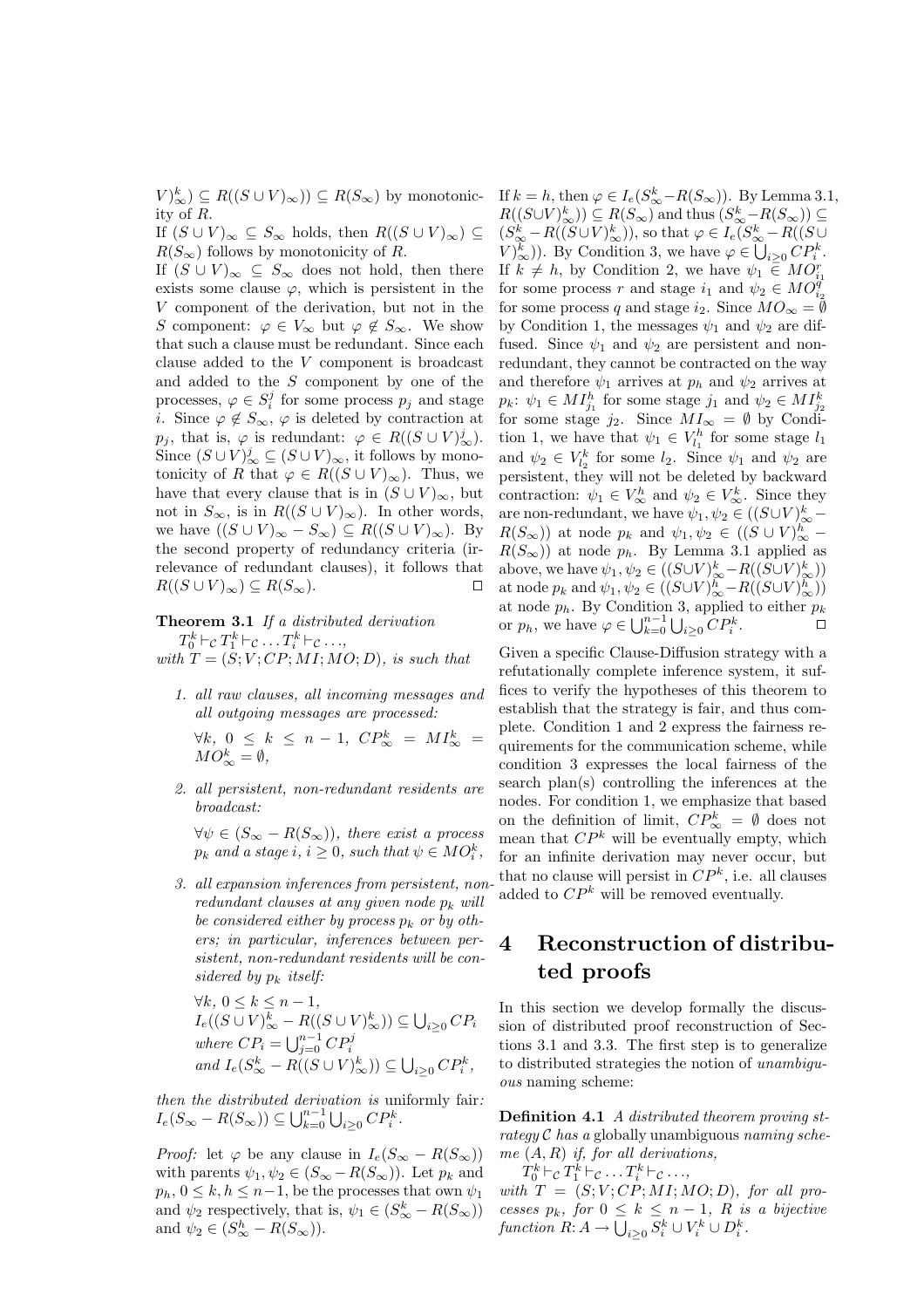$V)^k_\infty) \subseteq R((S \cup V)_\infty)) \subseteq R(S_\infty)$ by monotonicity of $R$.

If $(S \cup V)_\infty \subseteq S_\infty$ holds, then $R((S \cup V)_\infty) \subseteq R(S_\infty)$ follows by monotonicity of $R$.

If $(S \cup V)_\infty \subseteq S_\infty$ does not hold, then there exists some clause $\varphi$, which is persistent in the $V$ component of the derivation, but not in the $S$ component: $\varphi \in V_\infty$ but $\varphi \notin S_\infty$. We show that such a clause must be redundant. Since each clause added to the $V$ component is broadcast and added to the $S$ component by one of the processes, $\varphi \in S^j_i$ for some process $p_j$ and stage $i$. Since $\varphi \notin S_\infty$, $\varphi$ is deleted by contraction at $p_j$, that is, $\varphi$ is redundant: $\varphi \in R((S \cup V)^j_\infty)$. Since $(S \cup V)^j_\infty \subseteq (S \cup V)_\infty$, it follows by monotonicity of $R$ that $\varphi \in R((S \cup V)_\infty)$. Thus, we have that every clause that is in $(S \cup V)_\infty$, but not in $S_\infty$, is in $R((S \cup V)_\infty)$. In other words, we have $((S \cup V)_\infty - S_\infty) \subseteq R((S \cup V)_\infty)$. By the second property of redundancy criteria (irrelevance of redundant clauses), it follows that $R((S \cup V)_\infty) \subseteq R(S_\infty)$. □

**Theorem 3.1** *If a distributed derivation*
$T^k_0 \vdash_{\mathcal{C}} T^k_1 \vdash_{\mathcal{C}} \ldots T^k_i \vdash_{\mathcal{C}} \ldots$,
*with $T = (S; V; CP; MI; MO; D)$, is such that*

1. *all raw clauses, all incoming messages and all outgoing messages are processed:*

   $\forall k,\ 0 \leq k \leq n-1,\ CP^k_\infty = MI^k_\infty = MO^k_\infty = \emptyset$,

2. *all persistent, non-redundant residents are broadcast:*

   $\forall \psi \in (S_\infty - R(S_\infty))$, *there exist a process $p_k$ and a stage $i$, $i \geq 0$, such that $\psi \in MO^k_i$,*

3. *all expansion inferences from persistent, non-redundant clauses at any given node $p_k$ will be considered either by process $p_k$ or by others; in particular, inferences between persistent, non-redundant residents will be considered by $p_k$ itself:*

   $\forall k,\ 0 \leq k \leq n-1$,
   $I_e((S \cup V)^k_\infty - R((S \cup V)^k_\infty)) \subseteq \bigcup_{i \geq 0} CP_i$
   *where* $CP_i = \bigcup_{j=0}^{n-1} CP^j_i$
   *and* $I_e(S^k_\infty - R((S \cup V)^k_\infty)) \subseteq \bigcup_{i \geq 0} CP^k_i$,

*then the distributed derivation is* uniformly fair*:* $I_e(S_\infty - R(S_\infty)) \subseteq \bigcup_{k=0}^{n-1} \bigcup_{i \geq 0} CP^k_i$.

*Proof:* let $\varphi$ be any clause in $I_e(S_\infty - R(S_\infty))$ with parents $\psi_1, \psi_2 \in (S_\infty - R(S_\infty))$. Let $p_k$ and $p_h$, $0 \leq k, h \leq n-1$, be the processes that own $\psi_1$ and $\psi_2$ respectively, that is, $\psi_1 \in (S^k_\infty - R(S_\infty))$ and $\psi_2 \in (S^h_\infty - R(S_\infty))$.

If $k = h$, then $\varphi \in I_e(S^k_\infty - R(S_\infty))$. By Lemma 3.1, $R((S \cup V)^k_\infty)) \subseteq R(S_\infty)$ and thus $(S^k_\infty - R(S_\infty)) \subseteq (S^k_\infty - R((S \cup V)^k_\infty))$, so that $\varphi \in I_e(S^k_\infty - R((S \cup V)^k_\infty))$. By Condition 3, we have $\varphi \in \bigcup_{i \geq 0} CP^k_i$.

If $k \neq h$, by Condition 2, we have $\psi_1 \in MO^r_{i_1}$ for some process $r$ and stage $i_1$ and $\psi_2 \in MO^q_{i_2}$ for some process $q$ and stage $i_2$. Since $MO_\infty = \emptyset$ by Condition 1, the messages $\psi_1$ and $\psi_2$ are diffused. Since $\psi_1$ and $\psi_2$ are persistent and non-redundant, they cannot be contracted on the way and therefore $\psi_1$ arrives at $p_h$ and $\psi_2$ arrives at $p_k$: $\psi_1 \in MI^h_{j_1}$ for some stage $j_1$ and $\psi_2 \in MI^k_{j_2}$ for some stage $j_2$. Since $MI_\infty = \emptyset$ by Condition 1, we have that $\psi_1 \in V^h_{l_1}$ for some stage $l_1$ and $\psi_2 \in V^k_{l_2}$ for some $l_2$. Since $\psi_1$ and $\psi_2$ are persistent, they will not be deleted by backward contraction: $\psi_1 \in V^h_\infty$ and $\psi_2 \in V^k_\infty$. Since they are non-redundant, we have $\psi_1, \psi_2 \in ((S \cup V)^k_\infty - R(S_\infty))$ at node $p_k$ and $\psi_1, \psi_2 \in ((S \cup V)^h_\infty - R(S_\infty))$ at node $p_h$. By Lemma 3.1 applied as above, we have $\psi_1, \psi_2 \in ((S \cup V)^k_\infty - R((S \cup V)^k_\infty))$ at node $p_k$ and $\psi_1, \psi_2 \in ((S \cup V)^h_\infty - R((S \cup V)^h_\infty))$ at node $p_h$. By Condition 3, applied to either $p_k$ or $p_h$, we have $\varphi \in \bigcup_{k=0}^{n-1} \bigcup_{i \geq 0} CP^k_i$. □

Given a specific Clause-Diffusion strategy with a refutationally complete inference system, it suffices to verify the hypotheses of this theorem to establish that the strategy is fair, and thus complete. Condition 1 and 2 express the fairness requirements for the communication scheme, while condition 3 expresses the local fairness of the search plan(s) controlling the inferences at the nodes. For condition 1, we emphasize that based on the definition of limit, $CP^k_\infty = \emptyset$ does not mean that $CP^k$ will be eventually empty, which for an infinite derivation may never occur, but that no clause will persist in $CP^k$, i.e. all clauses added to $CP^k$ will be removed eventually.

# 4 Reconstruction of distributed proofs

In this section we develop formally the discussion of distributed proof reconstruction of Sections 3.1 and 3.3. The first step is to generalize to distributed strategies the notion of *unambiguous* naming scheme:

**Definition 4.1** *A distributed theorem proving strategy $\mathcal{C}$ has a* globally unambiguous *naming scheme $(A, R)$ if, for all derivations,*
$T^k_0 \vdash_{\mathcal{C}} T^k_1 \vdash_{\mathcal{C}} \ldots T^k_i \vdash_{\mathcal{C}} \ldots$,
*with $T = (S; V; CP; MI; MO; D)$, for all processes $p_k$, for $0 \leq k \leq n-1$, $R$ is a bijective function $R\colon A \rightarrow \bigcup_{i \geq 0} S^k_i \cup V^k_i \cup D^k_i$.*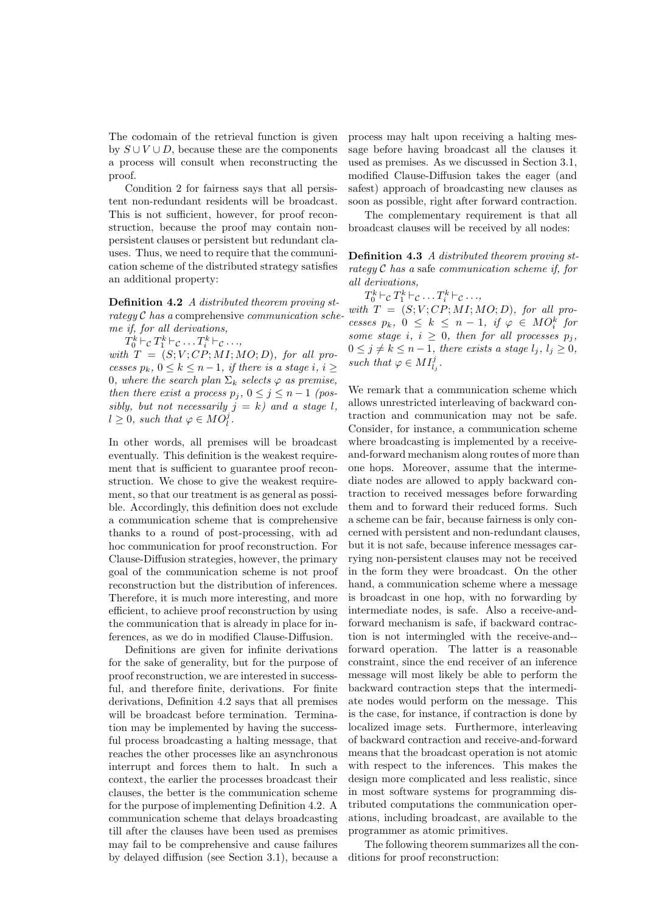The codomain of the retrieval function is given by $S \cup V \cup D$, because these are the components a process will consult when reconstructing the proof.

Condition 2 for fairness says that all persistent non-redundant residents will be broadcast. This is not sufficient, however, for proof reconstruction, because the proof may contain non-persistent clauses or persistent but redundant clauses. Thus, we need to require that the communication scheme of the distributed strategy satisfies an additional property:

**Definition 4.2** *A distributed theorem proving strategy $\mathcal{C}$ has a* comprehensive *communication scheme if, for all derivations,*

$T^k_0 \vdash_{\mathcal{C}} T^k_1 \vdash_{\mathcal{C}} \ldots T^k_i \vdash_{\mathcal{C}} \ldots,$

*with $T = (S; V; CP; MI; MO; D)$, for all processes $p_k$, $0 \leq k \leq n-1$, if there is a stage $i$, $i \geq 0$, where the search plan $\Sigma_k$ selects $\varphi$ as premise, then there exist a process $p_j$, $0 \leq j \leq n-1$ (possibly, but not necessarily $j = k$) and a stage $l$, $l \geq 0$, such that $\varphi \in MO^j_l$.*

In other words, all premises will be broadcast eventually. This definition is the weakest requirement that is sufficient to guarantee proof reconstruction. We chose to give the weakest requirement, so that our treatment is as general as possible. Accordingly, this definition does not exclude a communication scheme that is comprehensive thanks to a round of post-processing, with ad hoc communication for proof reconstruction. For Clause-Diffusion strategies, however, the primary goal of the communication scheme is not proof reconstruction but the distribution of inferences. Therefore, it is much more interesting, and more efficient, to achieve proof reconstruction by using the communication that is already in place for inferences, as we do in modified Clause-Diffusion.

Definitions are given for infinite derivations for the sake of generality, but for the purpose of proof reconstruction, we are interested in successful, and therefore finite, derivations. For finite derivations, Definition 4.2 says that all premises will be broadcast before termination. Termination may be implemented by having the successful process broadcasting a halting message, that reaches the other processes like an asynchronous interrupt and forces them to halt. In such a context, the earlier the processes broadcast their clauses, the better is the communication scheme for the purpose of implementing Definition 4.2. A communication scheme that delays broadcasting till after the clauses have been used as premises may fail to be comprehensive and cause failures by delayed diffusion (see Section 3.1), because a process may halt upon receiving a halting message before having broadcast all the clauses it used as premises. As we discussed in Section 3.1, modified Clause-Diffusion takes the eager (and safest) approach of broadcasting new clauses as soon as possible, right after forward contraction.

The complementary requirement is that all broadcast clauses will be received by all nodes:

**Definition 4.3** *A distributed theorem proving strategy $\mathcal{C}$ has a* safe *communication scheme if, for all derivations,*

$T^k_0 \vdash_{\mathcal{C}} T^k_1 \vdash_{\mathcal{C}} \ldots T^k_i \vdash_{\mathcal{C}} \ldots,$

*with $T = (S; V; CP; MI; MO; D)$, for all processes $p_k$, $0 \leq k \leq n-1$, if $\varphi \in MO^k_i$ for some stage $i$, $i \geq 0$, then for all processes $p_j$, $0 \leq j \neq k \leq n-1$, there exists a stage $l_j$, $l_j \geq 0$, such that $\varphi \in MI^j_{l_j}$.*

We remark that a communication scheme which allows unrestricted interleaving of backward contraction and communication may not be safe. Consider, for instance, a communication scheme where broadcasting is implemented by a receive-and-forward mechanism along routes of more than one hops. Moreover, assume that the intermediate nodes are allowed to apply backward contraction to received messages before forwarding them and to forward their reduced forms. Such a scheme can be fair, because fairness is only concerned with persistent and non-redundant clauses, but it is not safe, because inference messages carrying non-persistent clauses may not be received in the form they were broadcast. On the other hand, a communication scheme where a message is broadcast in one hop, with no forwarding by intermediate nodes, is safe. Also a receive-and-forward mechanism is safe, if backward contraction is not intermingled with the receive-and--forward operation. The latter is a reasonable constraint, since the end receiver of an inference message will most likely be able to perform the backward contraction steps that the intermediate nodes would perform on the message. This is the case, for instance, if contraction is done by localized image sets. Furthermore, interleaving of backward contraction and receive-and-forward means that the broadcast operation is not atomic with respect to the inferences. This makes the design more complicated and less realistic, since in most software systems for programming distributed computations the communication operations, including broadcast, are available to the programmer as atomic primitives.

The following theorem summarizes all the conditions for proof reconstruction: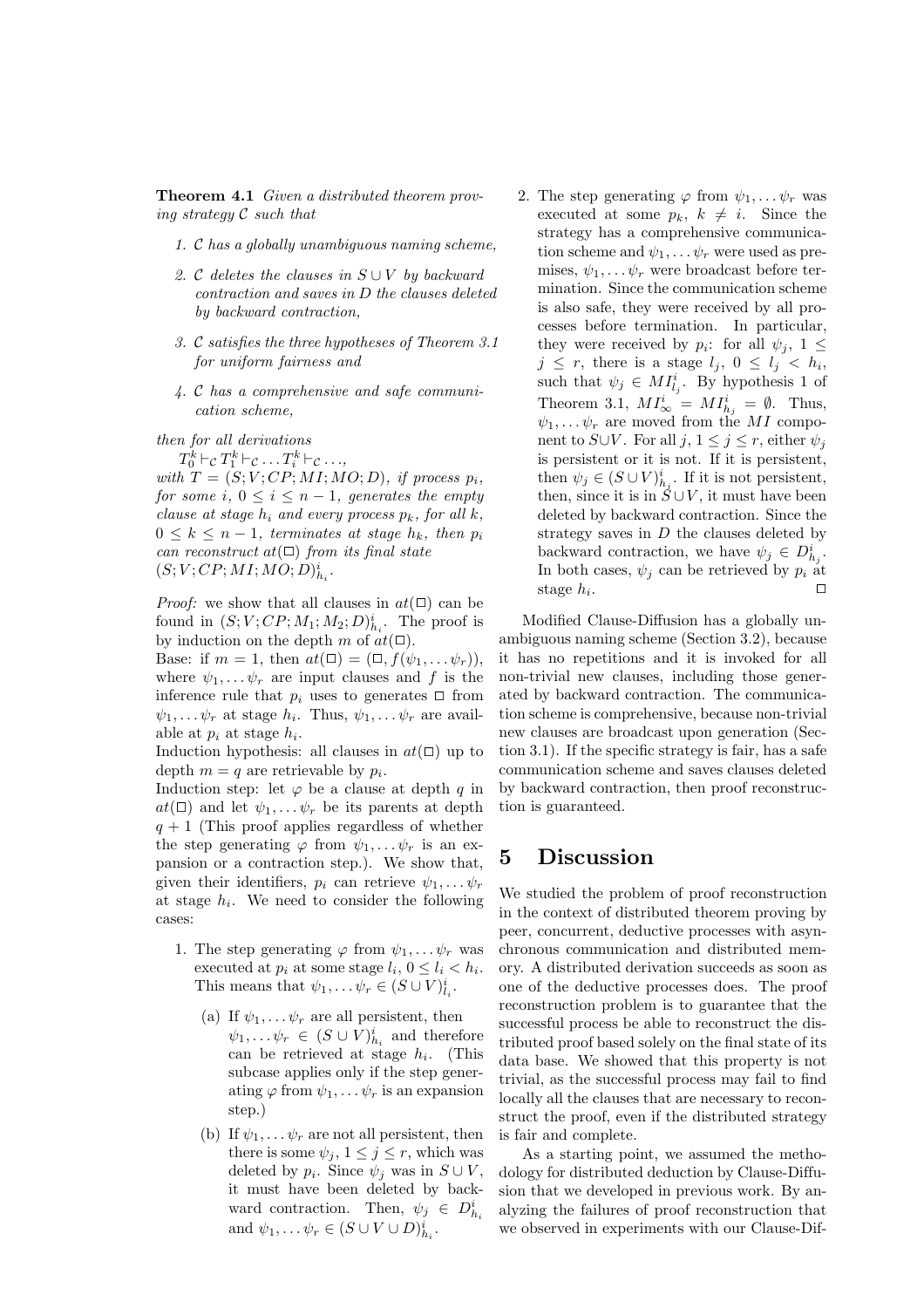**Theorem 4.1** *Given a distributed theorem proving strategy $\mathcal{C}$ such that*

1. *$\mathcal{C}$ has a globally unambiguous naming scheme,*
2. *$\mathcal{C}$ deletes the clauses in $S \cup V$ by backward contraction and saves in $D$ the clauses deleted by backward contraction,*
3. *$\mathcal{C}$ satisfies the three hypotheses of Theorem 3.1 for uniform fairness and*
4. *$\mathcal{C}$ has a comprehensive and safe communication scheme,*

*then for all derivations*
$T_0^k \vdash_{\mathcal{C}} T_1^k \vdash_{\mathcal{C}} \ldots T_i^k \vdash_{\mathcal{C}} \ldots,$
*with $T = (S; V; CP; MI; MO; D)$, if process $p_i$, for some $i$, $0 \leq i \leq n-1$, generates the empty clause at stage $h_i$ and every process $p_k$, for all $k$, $0 \leq k \leq n-1$, terminates at stage $h_k$, then $p_i$ can reconstruct $at(\Box)$ from its final state $(S; V; CP; MI; MO; D)^i_{h_i}$.*

*Proof:* we show that all clauses in $at(\Box)$ can be found in $(S; V; CP; M_1; M_2; D)^i_{h_i}$. The proof is by induction on the depth $m$ of $at(\Box)$.
Base: if $m = 1$, then $at(\Box) = (\Box, f(\psi_1, \ldots \psi_r))$, where $\psi_1, \ldots \psi_r$ are input clauses and $f$ is the inference rule that $p_i$ uses to generates $\Box$ from $\psi_1, \ldots \psi_r$ at stage $h_i$. Thus, $\psi_1, \ldots \psi_r$ are available at $p_i$ at stage $h_i$.
Induction hypothesis: all clauses in $at(\Box)$ up to depth $m = q$ are retrievable by $p_i$.
Induction step: let $\varphi$ be a clause at depth $q$ in $at(\Box)$ and let $\psi_1, \ldots \psi_r$ be its parents at depth $q+1$ (This proof applies regardless of whether the step generating $\varphi$ from $\psi_1, \ldots \psi_r$ is an expansion or a contraction step.). We show that, given their identifiers, $p_i$ can retrieve $\psi_1, \ldots \psi_r$ at stage $h_i$. We need to consider the following cases:

1. The step generating $\varphi$ from $\psi_1, \ldots \psi_r$ was executed at $p_i$ at some stage $l_i$, $0 \leq l_i < h_i$. This means that $\psi_1, \ldots \psi_r \in (S \cup V)^i_{l_i}$.
   (a) If $\psi_1, \ldots \psi_r$ are all persistent, then $\psi_1, \ldots \psi_r \in (S \cup V)^i_{h_i}$ and therefore can be retrieved at stage $h_i$. (This subcase applies only if the step generating $\varphi$ from $\psi_1, \ldots \psi_r$ is an expansion step.)
   (b) If $\psi_1, \ldots \psi_r$ are not all persistent, then there is some $\psi_j$, $1 \leq j \leq r$, which was deleted by $p_i$. Since $\psi_j$ was in $S \cup V$, it must have been deleted by backward contraction. Then, $\psi_j \in D^i_{h_i}$ and $\psi_1, \ldots \psi_r \in (S \cup V \cup D)^i_{h_i}$.
2. The step generating $\varphi$ from $\psi_1, \ldots \psi_r$ was executed at some $p_k$, $k \neq i$. Since the strategy has a comprehensive communication scheme and $\psi_1, \ldots \psi_r$ were used as premises, $\psi_1, \ldots \psi_r$ were broadcast before termination. Since the communication scheme is also safe, they were received by all processes before termination. In particular, they were received by $p_i$: for all $\psi_j$, $1 \leq j \leq r$, there is a stage $l_j$, $0 \leq l_j < h_i$, such that $\psi_j \in MI^i_{l_j}$. By hypothesis 1 of Theorem 3.1, $MI^i_\infty = MI^i_{h_j} = \emptyset$. Thus, $\psi_1, \ldots \psi_r$ are moved from the $MI$ component to $S \cup V$. For all $j$, $1 \leq j \leq r$, either $\psi_j$ is persistent or it is not. If it is persistent, then $\psi_j \in (S \cup V)^i_{h_j}$. If it is not persistent, then, since it is in $S \cup V$, it must have been deleted by backward contraction. Since the strategy saves in $D$ the clauses deleted by backward contraction, we have $\psi_j \in D^i_{h_j}$. In both cases, $\psi_j$ can be retrieved by $p_i$ at stage $h_i$. □

Modified Clause-Diffusion has a globally unambiguous naming scheme (Section 3.2), because it has no repetitions and it is invoked for all non-trivial new clauses, including those generated by backward contraction. The communication scheme is comprehensive, because non-trivial new clauses are broadcast upon generation (Section 3.1). If the specific strategy is fair, has a safe communication scheme and saves clauses deleted by backward contraction, then proof reconstruction is guaranteed.

# 5 Discussion

We studied the problem of proof reconstruction in the context of distributed theorem proving by peer, concurrent, deductive processes with asynchronous communication and distributed memory. A distributed derivation succeeds as soon as one of the deductive processes does. The proof reconstruction problem is to guarantee that the successful process be able to reconstruct the distributed proof based solely on the final state of its data base. We showed that this property is not trivial, as the successful process may fail to find locally all the clauses that are necessary to reconstruct the proof, even if the distributed strategy is fair and complete.

As a starting point, we assumed the methodology for distributed deduction by Clause-Diffusion that we developed in previous work. By analyzing the failures of proof reconstruction that we observed in experiments with our Clause-Dif-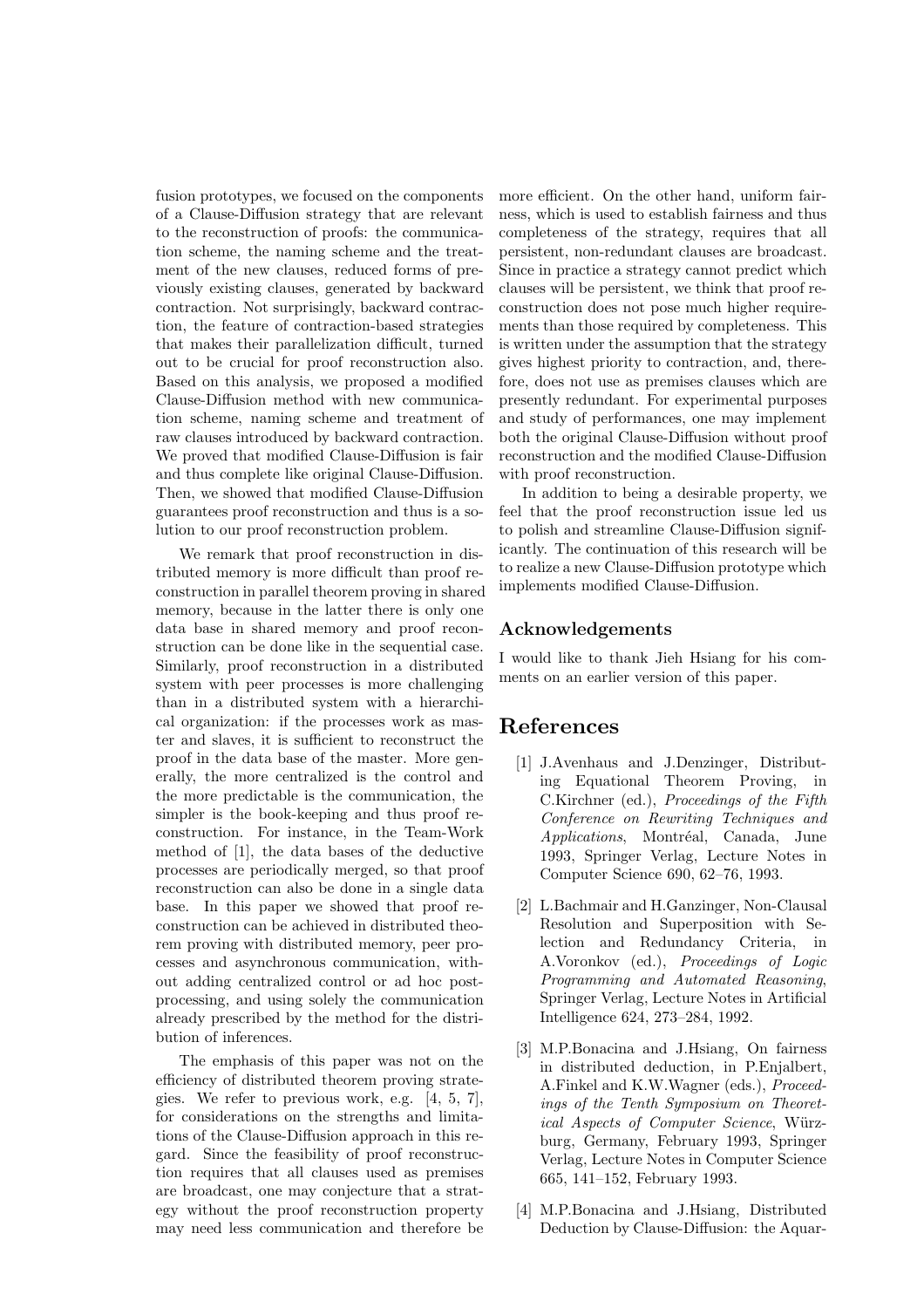fusion prototypes, we focused on the components of a Clause-Diffusion strategy that are relevant to the reconstruction of proofs: the communication scheme, the naming scheme and the treatment of the new clauses, reduced forms of previously existing clauses, generated by backward contraction. Not surprisingly, backward contraction, the feature of contraction-based strategies that makes their parallelization difficult, turned out to be crucial for proof reconstruction also. Based on this analysis, we proposed a modified Clause-Diffusion method with new communication scheme, naming scheme and treatment of raw clauses introduced by backward contraction. We proved that modified Clause-Diffusion is fair and thus complete like original Clause-Diffusion. Then, we showed that modified Clause-Diffusion guarantees proof reconstruction and thus is a solution to our proof reconstruction problem.

We remark that proof reconstruction in distributed memory is more difficult than proof reconstruction in parallel theorem proving in shared memory, because in the latter there is only one data base in shared memory and proof reconstruction can be done like in the sequential case. Similarly, proof reconstruction in a distributed system with peer processes is more challenging than in a distributed system with a hierarchical organization: if the processes work as master and slaves, it is sufficient to reconstruct the proof in the data base of the master. More generally, the more centralized is the control and the more predictable is the communication, the simpler is the book-keeping and thus proof reconstruction. For instance, in the Team-Work method of [1], the data bases of the deductive processes are periodically merged, so that proof reconstruction can also be done in a single data base. In this paper we showed that proof reconstruction can be achieved in distributed theorem proving with distributed memory, peer processes and asynchronous communication, without adding centralized control or ad hoc postprocessing, and using solely the communication already prescribed by the method for the distribution of inferences.

The emphasis of this paper was not on the efficiency of distributed theorem proving strategies. We refer to previous work, e.g. [4, 5, 7], for considerations on the strengths and limitations of the Clause-Diffusion approach in this regard. Since the feasibility of proof reconstruction requires that all clauses used as premises are broadcast, one may conjecture that a strategy without the proof reconstruction property may need less communication and therefore be more efficient. On the other hand, uniform fairness, which is used to establish fairness and thus completeness of the strategy, requires that all persistent, non-redundant clauses are broadcast. Since in practice a strategy cannot predict which clauses will be persistent, we think that proof reconstruction does not pose much higher requirements than those required by completeness. This is written under the assumption that the strategy gives highest priority to contraction, and, therefore, does not use as premises clauses which are presently redundant. For experimental purposes and study of performances, one may implement both the original Clause-Diffusion without proof reconstruction and the modified Clause-Diffusion with proof reconstruction.

In addition to being a desirable property, we feel that the proof reconstruction issue led us to polish and streamline Clause-Diffusion significantly. The continuation of this research will be to realize a new Clause-Diffusion prototype which implements modified Clause-Diffusion.

### Acknowledgements

I would like to thank Jieh Hsiang for his comments on an earlier version of this paper.

## References

[1] J.Avenhaus and J.Denzinger, Distributing Equational Theorem Proving, in C.Kirchner (ed.), *Proceedings of the Fifth Conference on Rewriting Techniques and Applications*, Montréal, Canada, June 1993, Springer Verlag, Lecture Notes in Computer Science 690, 62–76, 1993.

[2] L.Bachmair and H.Ganzinger, Non-Clausal Resolution and Superposition with Selection and Redundancy Criteria, in A.Voronkov (ed.), *Proceedings of Logic Programming and Automated Reasoning*, Springer Verlag, Lecture Notes in Artificial Intelligence 624, 273–284, 1992.

[3] M.P.Bonacina and J.Hsiang, On fairness in distributed deduction, in P.Enjalbert, A.Finkel and K.W.Wagner (eds.), *Proceedings of the Tenth Symposium on Theoretical Aspects of Computer Science*, Würzburg, Germany, February 1993, Springer Verlag, Lecture Notes in Computer Science 665, 141–152, February 1993.

[4] M.P.Bonacina and J.Hsiang, Distributed Deduction by Clause-Diffusion: the Aquar-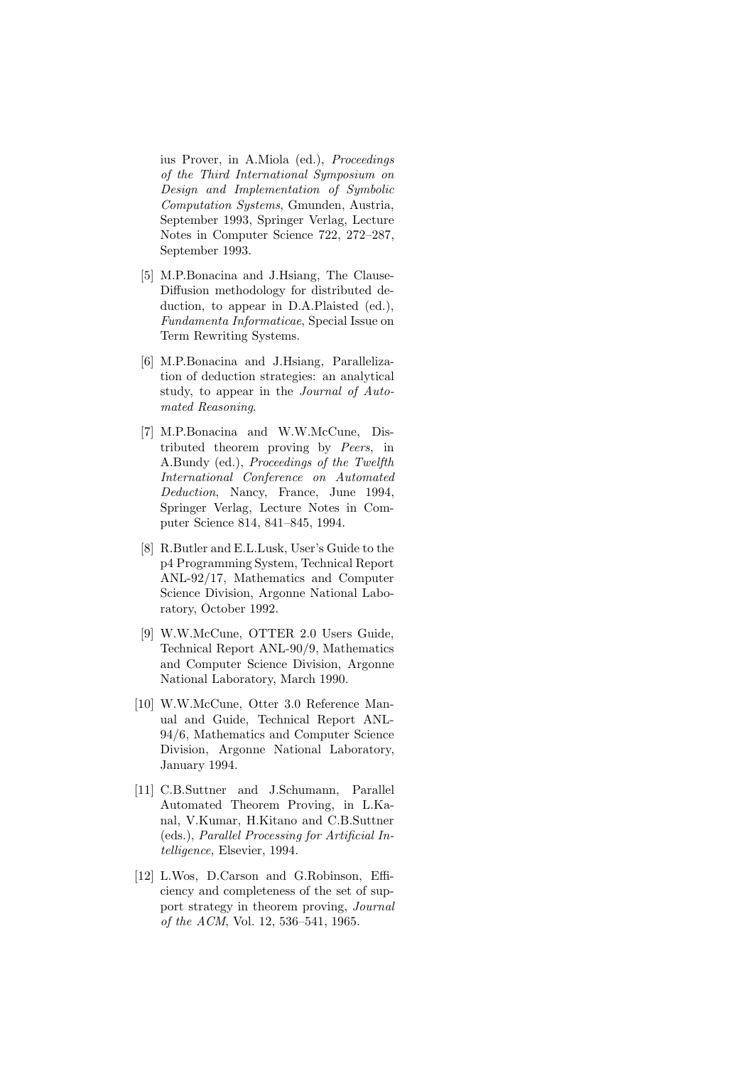ius Prover, in A.Miola (ed.), *Proceedings of the Third International Symposium on Design and Implementation of Symbolic Computation Systems*, Gmunden, Austria, September 1993, Springer Verlag, Lecture Notes in Computer Science 722, 272–287, September 1993.

[5] M.P.Bonacina and J.Hsiang, The Clause-Diffusion methodology for distributed deduction, to appear in D.A.Plaisted (ed.), *Fundamenta Informaticae*, Special Issue on Term Rewriting Systems.

[6] M.P.Bonacina and J.Hsiang, Parallelization of deduction strategies: an analytical study, to appear in the *Journal of Automated Reasoning*.

[7] M.P.Bonacina and W.W.McCune, Distributed theorem proving by *Peers*, in A.Bundy (ed.), *Proceedings of the Twelfth International Conference on Automated Deduction*, Nancy, France, June 1994, Springer Verlag, Lecture Notes in Computer Science 814, 841–845, 1994.

[8] R.Butler and E.L.Lusk, User's Guide to the p4 Programming System, Technical Report ANL-92/17, Mathematics and Computer Science Division, Argonne National Laboratory, October 1992.

[9] W.W.McCune, OTTER 2.0 Users Guide, Technical Report ANL-90/9, Mathematics and Computer Science Division, Argonne National Laboratory, March 1990.

[10] W.W.McCune, Otter 3.0 Reference Manual and Guide, Technical Report ANL-94/6, Mathematics and Computer Science Division, Argonne National Laboratory, January 1994.

[11] C.B.Suttner and J.Schumann, Parallel Automated Theorem Proving, in L.Kanal, V.Kumar, H.Kitano and C.B.Suttner (eds.), *Parallel Processing for Artificial Intelligence*, Elsevier, 1994.

[12] L.Wos, D.Carson and G.Robinson, Efficiency and completeness of the set of support strategy in theorem proving, *Journal of the ACM*, Vol. 12, 536–541, 1965.